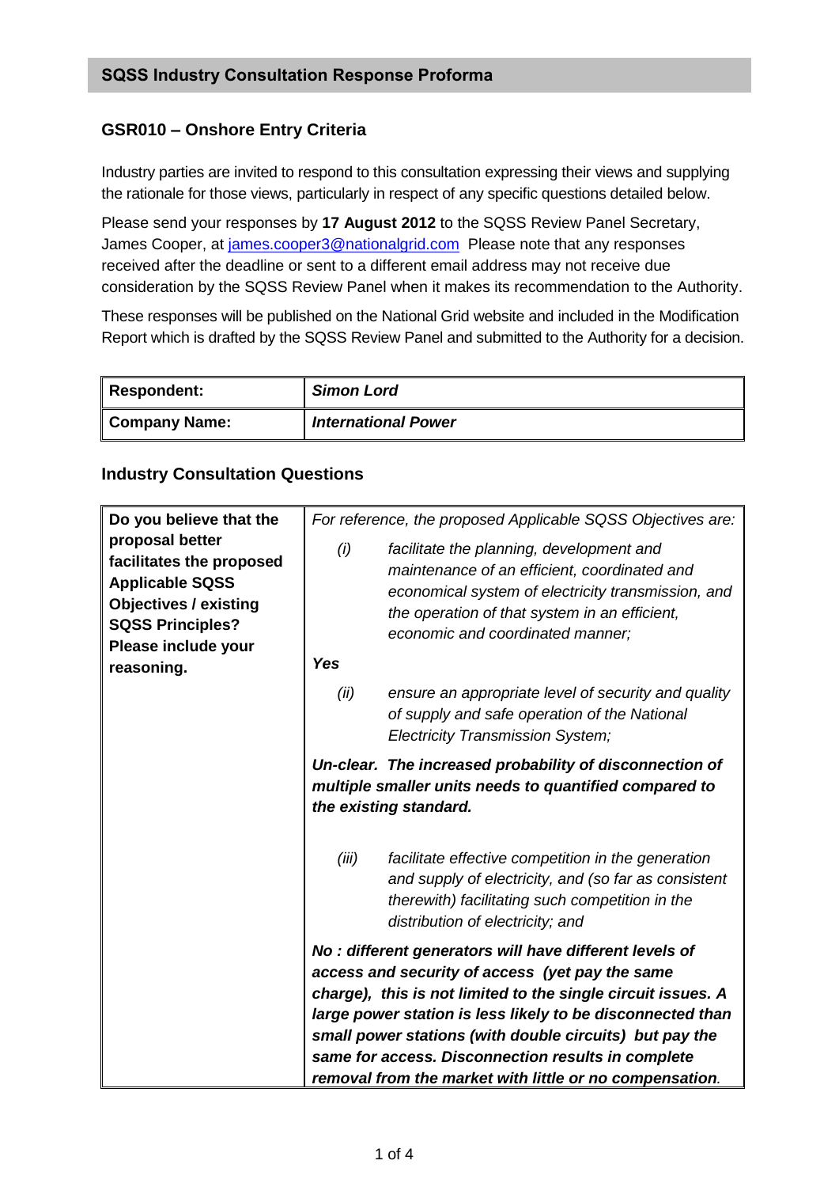## SQSS Industry Consultation Response Proforma

### GSR010 – Onshore Entry Criteria

Industry parties are invited to respond to this consultation expressing their views and supplying the rationale for those views, particularly in respect of any specific questions detailed below.

Please send your responses by **17 August 2012** to the SQSS Review Panel Secretary, James Cooper, at james.cooper3@nationalgrid.com Please note that any responses received after the deadline or sent to a different email address may not receive due consideration by the SQSS Review Panel when it makes its recommendation to the Authority.

These responses will be published on the National Grid website and included in the Modification Report which is drafted by the SQSS Review Panel and submitted to the Authority for a decision.

| **Respondent:** | ***Simon Lord*** |
|---|---|
| **Company Name:** | ***International Power*** |

### Industry Consultation Questions

| **Do you believe that the proposal better facilitates the proposed Applicable SQSS Objectives / existing SQSS Principles? Please include your reasoning.** | *For reference, the proposed Applicable SQSS Objectives are:*<br><br>*(i) facilitate the planning, development and maintenance of an efficient, coordinated and economical system of electricity transmission, and the operation of that system in an efficient, economic and coordinated manner;*<br><br>***Yes***<br><br>*(ii) ensure an appropriate level of security and quality of supply and safe operation of the National Electricity Transmission System;*<br><br>***Un-clear. The increased probability of disconnection of multiple smaller units needs to quantified compared to the existing standard.***<br><br>*(iii) facilitate effective competition in the generation and supply of electricity, and (so far as consistent therewith) facilitating such competition in the distribution of electricity; and*<br><br>***No : different generators will have different levels of access and security of access (yet pay the same charge), this is not limited to the single circuit issues. A large power station is less likely to be disconnected than small power stations (with double circuits) but pay the same for access. Disconnection results in complete removal from the market with little or no compensation.*** |
|---|---|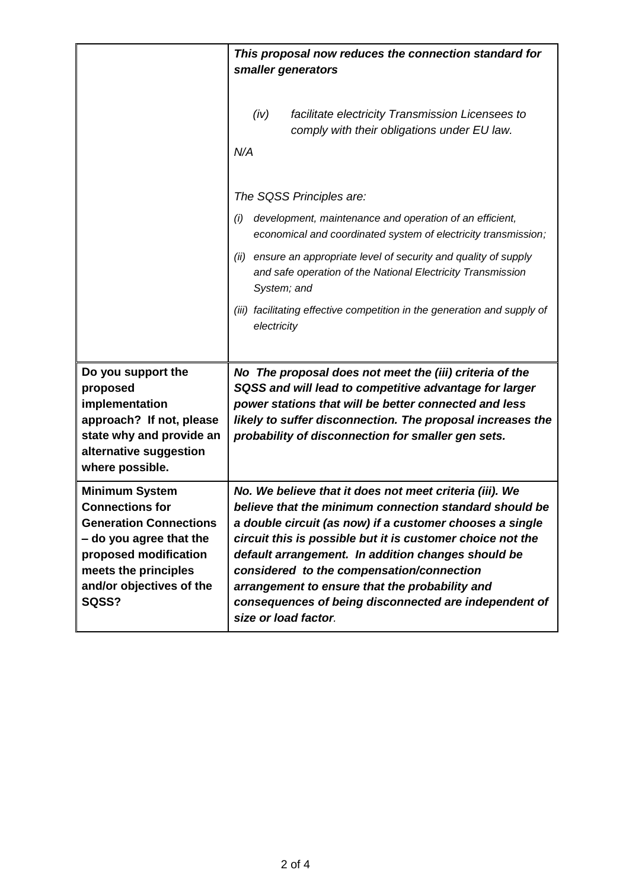| | |
|---|---|
| | ***This proposal now reduces the connection standard for smaller generators***<br><br>*(iv) facilitate electricity Transmission Licensees to comply with their obligations under EU law.*<br><br>*N/A*<br><br>*The SQSS Principles are:*<br><br>*(i) development, maintenance and operation of an efficient, economical and coordinated system of electricity transmission;*<br><br>*(ii) ensure an appropriate level of security and quality of supply and safe operation of the National Electricity Transmission System; and*<br><br>*(iii) facilitating effective competition in the generation and supply of electricity* |
| **Do you support the proposed implementation approach? If not, please state why and provide an alternative suggestion where possible.** | ***No The proposal does not meet the (iii) criteria of the SQSS and will lead to competitive advantage for larger power stations that will be better connected and less likely to suffer disconnection. The proposal increases the probability of disconnection for smaller gen sets.*** |
| **Minimum System Connections for Generation Connections – do you agree that the proposed modification meets the principles and/or objectives of the SQSS?** | ***No. We believe that it does not meet criteria (iii). We believe that the minimum connection standard should be a double circuit (as now) if a customer chooses a single circuit this is possible but it is customer choice not the default arrangement. In addition changes should be considered to the compensation/connection arrangement to ensure that the probability and consequences of being disconnected are independent of size or load factor.*** |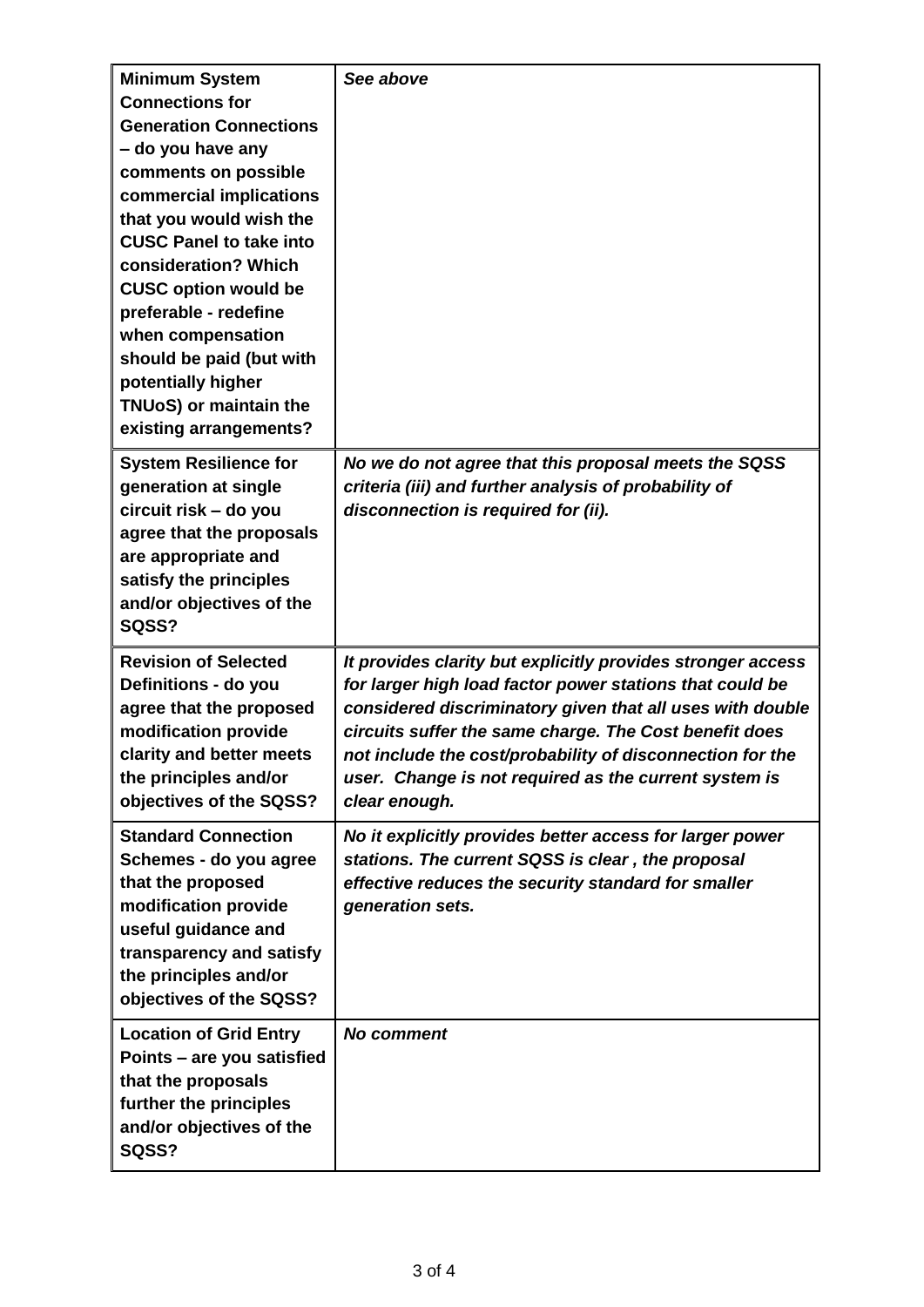| **Minimum System Connections for Generation Connections – do you have any comments on possible commercial implications that you would wish the CUSC Panel to take into consideration? Which CUSC option would be preferable - redefine when compensation should be paid (but with potentially higher TNUoS) or maintain the existing arrangements?** | ***See above*** |
|---|---|
| **System Resilience for generation at single circuit risk – do you agree that the proposals are appropriate and satisfy the principles and/or objectives of the SQSS?** | ***No we do not agree that this proposal meets the SQSS criteria (iii) and further analysis of probability of disconnection is required for (ii).*** |
| **Revision of Selected Definitions - do you agree that the proposed modification provide clarity and better meets the principles and/or objectives of the SQSS?** | ***It provides clarity but explicitly provides stronger access for larger high load factor power stations that could be considered discriminatory given that all uses with double circuits suffer the same charge. The Cost benefit does not include the cost/probability of disconnection for the user. Change is not required as the current system is clear enough.*** |
| **Standard Connection Schemes - do you agree that the proposed modification provide useful guidance and transparency and satisfy the principles and/or objectives of the SQSS?** | ***No it explicitly provides better access for larger power stations. The current SQSS is clear , the proposal effective reduces the security standard for smaller generation sets.*** |
| **Location of Grid Entry Points – are you satisfied that the proposals further the principles and/or objectives of the SQSS?** | ***No comment*** |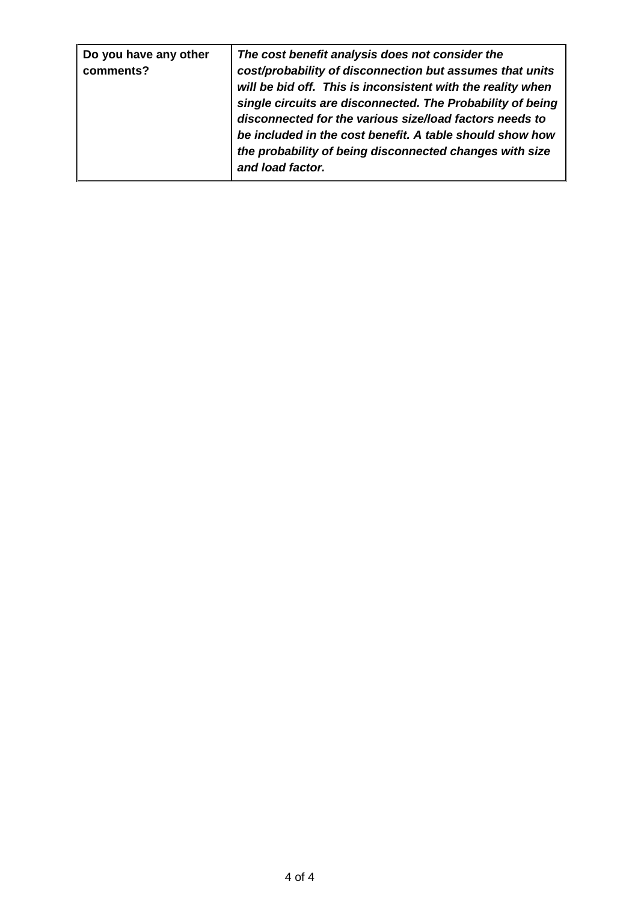| | |
|---|---|
| **Do you have any other comments?** | ***The cost benefit analysis does not consider the cost/probability of disconnection but assumes that units will be bid off. This is inconsistent with the reality when single circuits are disconnected. The Probability of being disconnected for the various size/load factors needs to be included in the cost benefit. A table should show how the probability of being disconnected changes with size and load factor.*** |